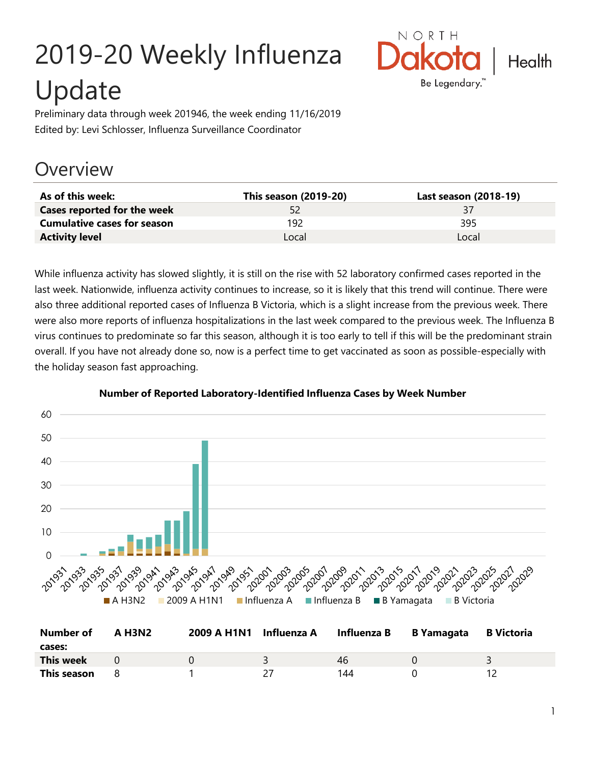# 2019-20 Weekly Influenza Update

Preliminary data through week 201946, the week ending 11/16/2019

Edited by: Levi Schlosser, Influenza Surveillance Coordinator

## Overview

| As of this week: | This season (2019-20) | Last season (2018-19) |
|---|---|---|
| **Cases reported for the week** | 52 | 37 |
| **Cumulative cases for season** | 192 | 395 |
| **Activity level** | Local | Local |

While influenza activity has slowed slightly, it is still on the rise with 52 laboratory confirmed cases reported in the last week. Nationwide, influenza activity continues to increase, so it is likely that this trend will continue. There were also three additional reported cases of Influenza B Victoria, which is a slight increase from the previous week. There were also more reports of influenza hospitalizations in the last week compared to the previous week. The Influenza B virus continues to predominate so far this season, although it is too early to tell if this will be the predominant strain overall. If you have not already done so, now is a perfect time to get vaccinated as soon as possible-especially with the holiday season fast approaching.

**Number of Reported Laboratory-Identified Influenza Cases by Week Number**

| Number of cases: | A H3N2 | 2009 A H1N1 | Influenza A | Influenza B | B Yamagata | B Victoria |
|---|---|---|---|---|---|---|
| **This week** | 0 | 0 | 3 | 46 | 0 | 3 |
| **This season** | 8 | 1 | 27 | 144 | 0 | 12 |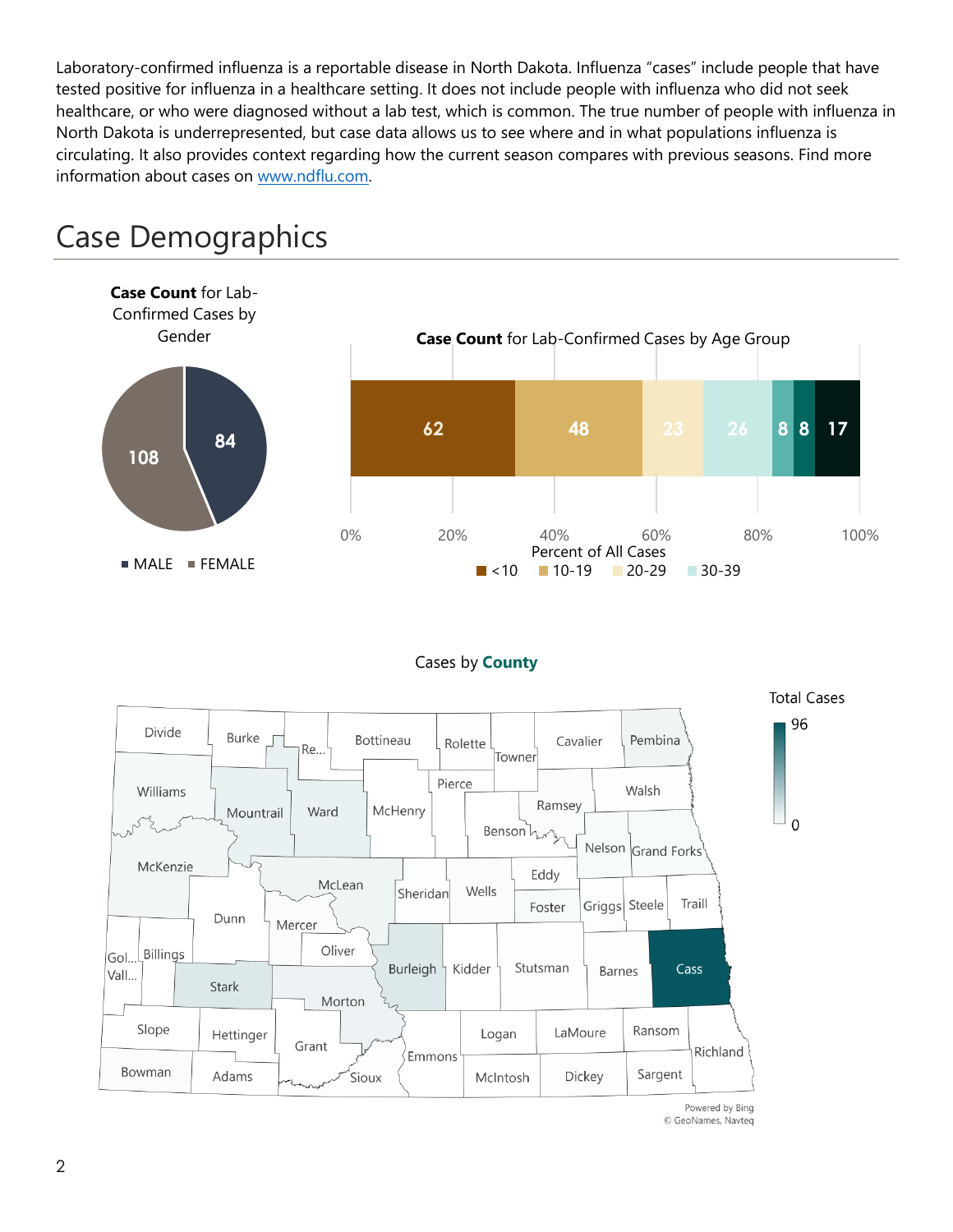Laboratory-confirmed influenza is a reportable disease in North Dakota. Influenza "cases" include people that have tested positive for influenza in a healthcare setting. It does not include people with influenza who did not seek healthcare, or who were diagnosed without a lab test, which is common. The true number of people with influenza in North Dakota is underrepresented, but case data allows us to see where and in what populations influenza is circulating. It also provides context regarding how the current season compares with previous seasons. Find more information about cases on www.ndflu.com.

# Case Demographics

**Case Count** for Lab-Confirmed Cases by Gender

| Gender | Cases |
| --- | --- |
| MALE | 84 |
| FEMALE | 108 |

**Case Count** for Lab-Confirmed Cases by Age Group

| Age Group | Cases |
| --- | --- |
| <10 | 62 |
| 10-19 | 48 |
| 20-29 | 23 |
| 30-39 | 26 |
| | 8 |
| | 8 |
| | 17 |

Percent of All Cases

Cases by **County**

Total Cases: 0 – 96

Powered by Bing
© GeoNames, Navteq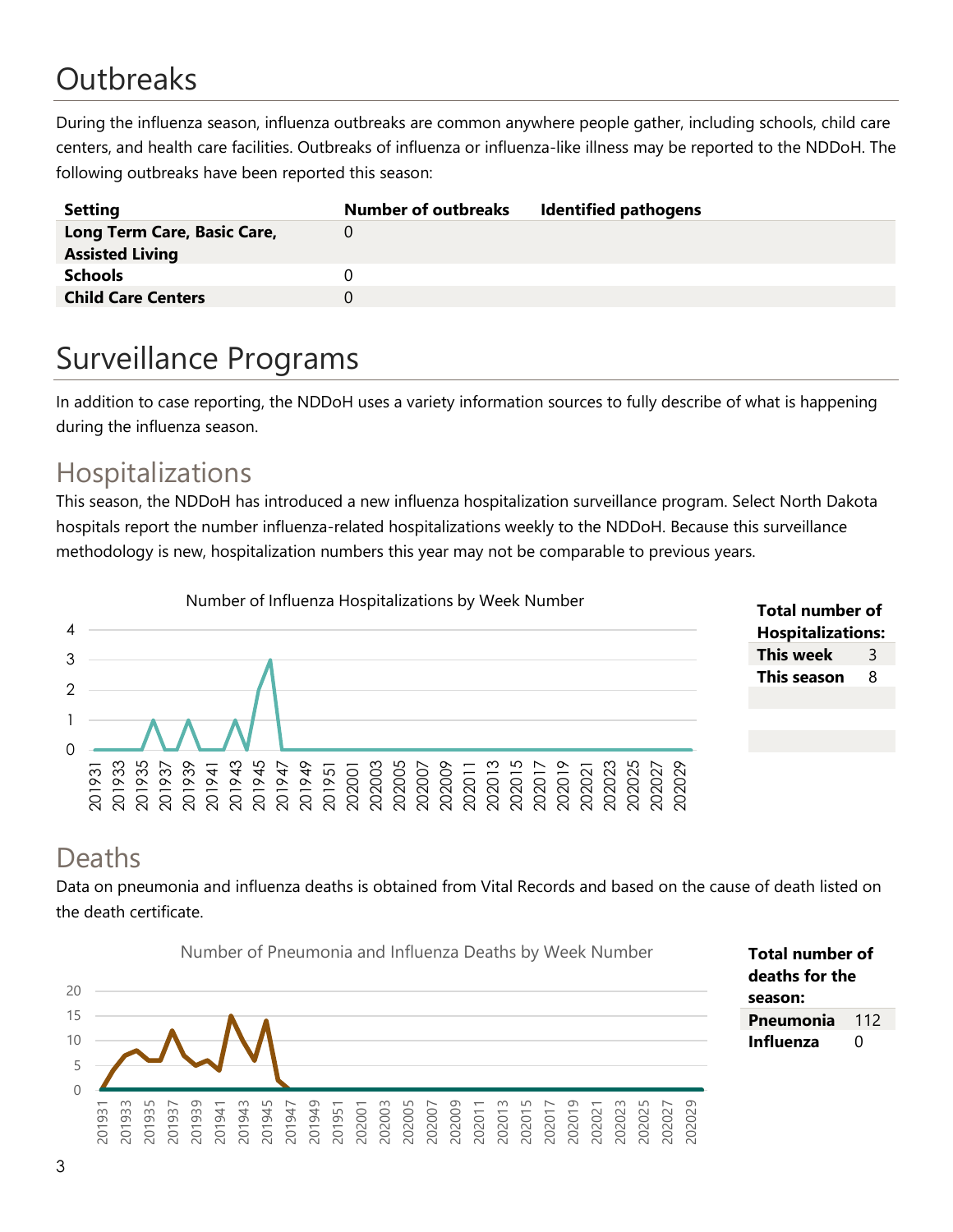# Outbreaks

During the influenza season, influenza outbreaks are common anywhere people gather, including schools, child care centers, and health care facilities. Outbreaks of influenza or influenza-like illness may be reported to the NDDoH. The following outbreaks have been reported this season:

| Setting | Number of outbreaks | Identified pathogens |
|---|---|---|
| **Long Term Care, Basic Care, Assisted Living** | 0 | |
| **Schools** | 0 | |
| **Child Care Centers** | 0 | |

# Surveillance Programs

In addition to case reporting, the NDDoH uses a variety information sources to fully describe of what is happening during the influenza season.

## Hospitalizations

This season, the NDDoH has introduced a new influenza hospitalization surveillance program. Select North Dakota hospitals report the number influenza-related hospitalizations weekly to the NDDoH. Because this surveillance methodology is new, hospitalization numbers this year may not be comparable to previous years.

Number of Influenza Hospitalizations by Week Number

| **Total number of Hospitalizations:** | |
|---|---|
| **This week** | 3 |
| **This season** | 8 |

## Deaths

Data on pneumonia and influenza deaths is obtained from Vital Records and based on the cause of death listed on the death certificate.

Number of Pneumonia and Influenza Deaths by Week Number

| **Total number of deaths for the season:** | |
|---|---|
| **Pneumonia** | 112 |
| **Influenza** | 0 |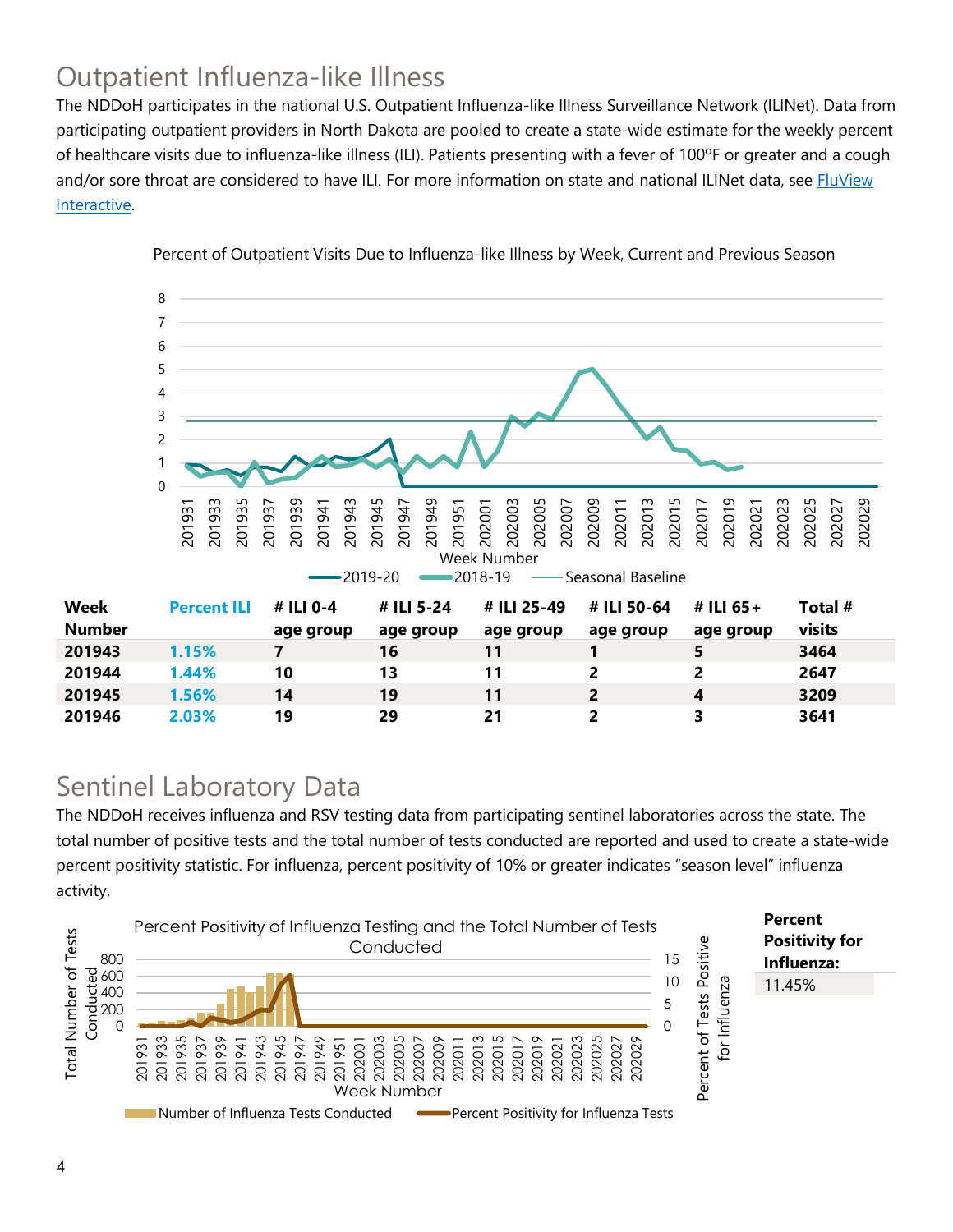## Outpatient Influenza-like Illness

The NDDoH participates in the national U.S. Outpatient Influenza-like Illness Surveillance Network (ILINet). Data from participating outpatient providers in North Dakota are pooled to create a state-wide estimate for the weekly percent of healthcare visits due to influenza-like illness (ILI). Patients presenting with a fever of 100ºF or greater and a cough and/or sore throat are considered to have ILI. For more information on state and national ILINet data, see FluView Interactive.

Percent of Outpatient Visits Due to Influenza-like Illness by Week, Current and Previous Season

| Week Number | Percent ILI | # ILI 0-4 age group | # ILI 5-24 age group | # ILI 25-49 age group | # ILI 50-64 age group | # ILI 65+ age group | Total # visits |
|---|---|---|---|---|---|---|---|
| 201943 | 1.15% | 7 | 16 | 11 | 1 | 5 | 3464 |
| 201944 | 1.44% | 10 | 13 | 11 | 2 | 2 | 2647 |
| 201945 | 1.56% | 14 | 19 | 11 | 2 | 4 | 3209 |
| 201946 | 2.03% | 19 | 29 | 21 | 2 | 3 | 3641 |

## Sentinel Laboratory Data

The NDDoH receives influenza and RSV testing data from participating sentinel laboratories across the state. The total number of positive tests and the total number of tests conducted are reported and used to create a state-wide percent positivity statistic. For influenza, percent positivity of 10% or greater indicates "season level" influenza activity.

Percent Positivity of Influenza Testing and the Total Number of Tests Conducted

| Percent Positivity for Influenza: |
|---|
| 11.45% |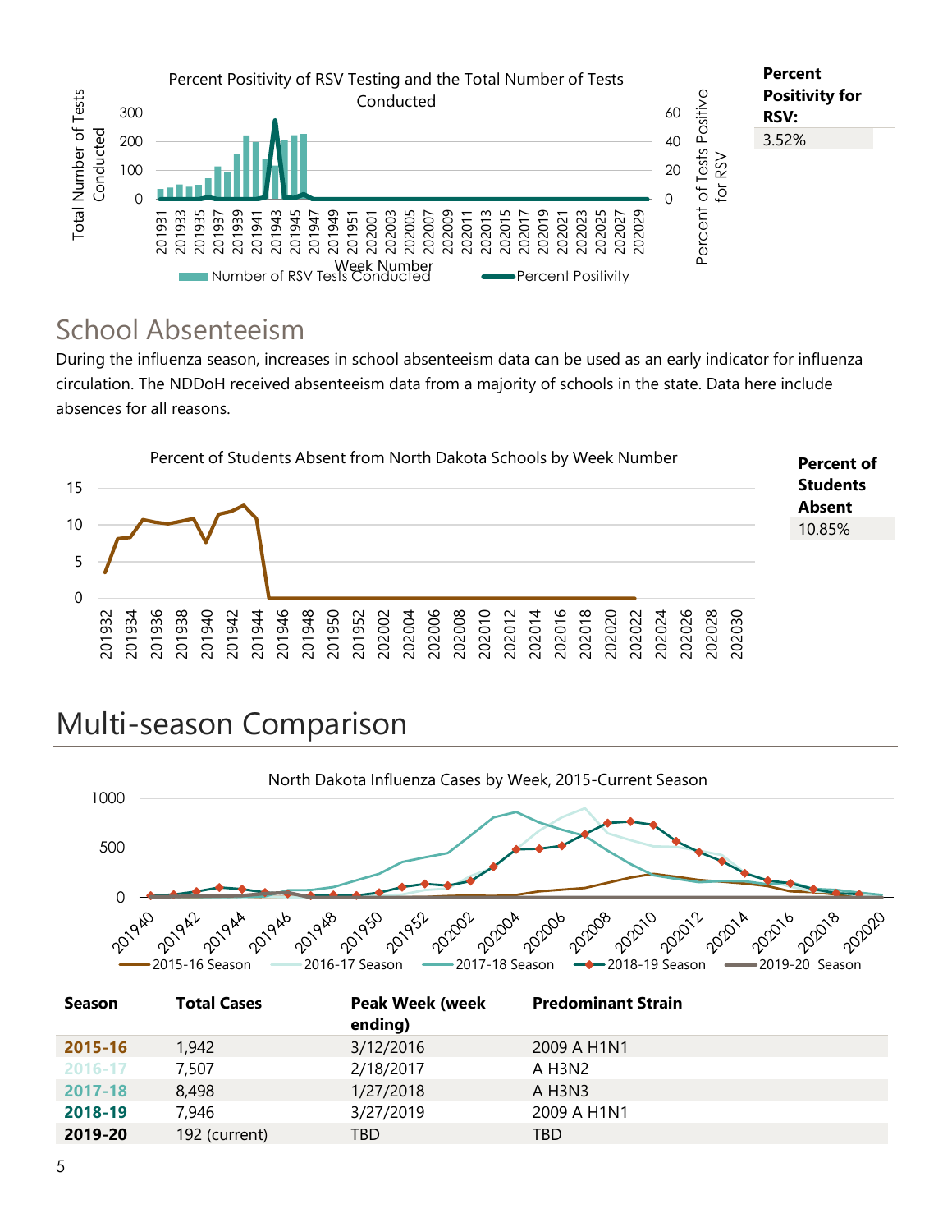Percent Positivity of RSV Testing and the Total Number of Tests Conducted

**Percent Positivity for RSV:**

3.52%

## School Absenteeism

During the influenza season, increases in school absenteeism data can be used as an early indicator for influenza circulation. The NDDoH received absenteeism data from a majority of schools in the state. Data here include absences for all reasons.

Percent of Students Absent from North Dakota Schools by Week Number

**Percent of Students Absent**

10.85%

# Multi-season Comparison

North Dakota Influenza Cases by Week, 2015-Current Season

| Season | Total Cases | Peak Week (week ending) | Predominant Strain |
|---|---|---|---|
| **2015-16** | 1,942 | 3/12/2016 | 2009 A H1N1 |
| **2016-17** | 7,507 | 2/18/2017 | A H3N2 |
| **2017-18** | 8,498 | 1/27/2018 | A H3N3 |
| **2018-19** | 7,946 | 3/27/2019 | 2009 A H1N1 |
| **2019-20** | 192 (current) | TBD | TBD |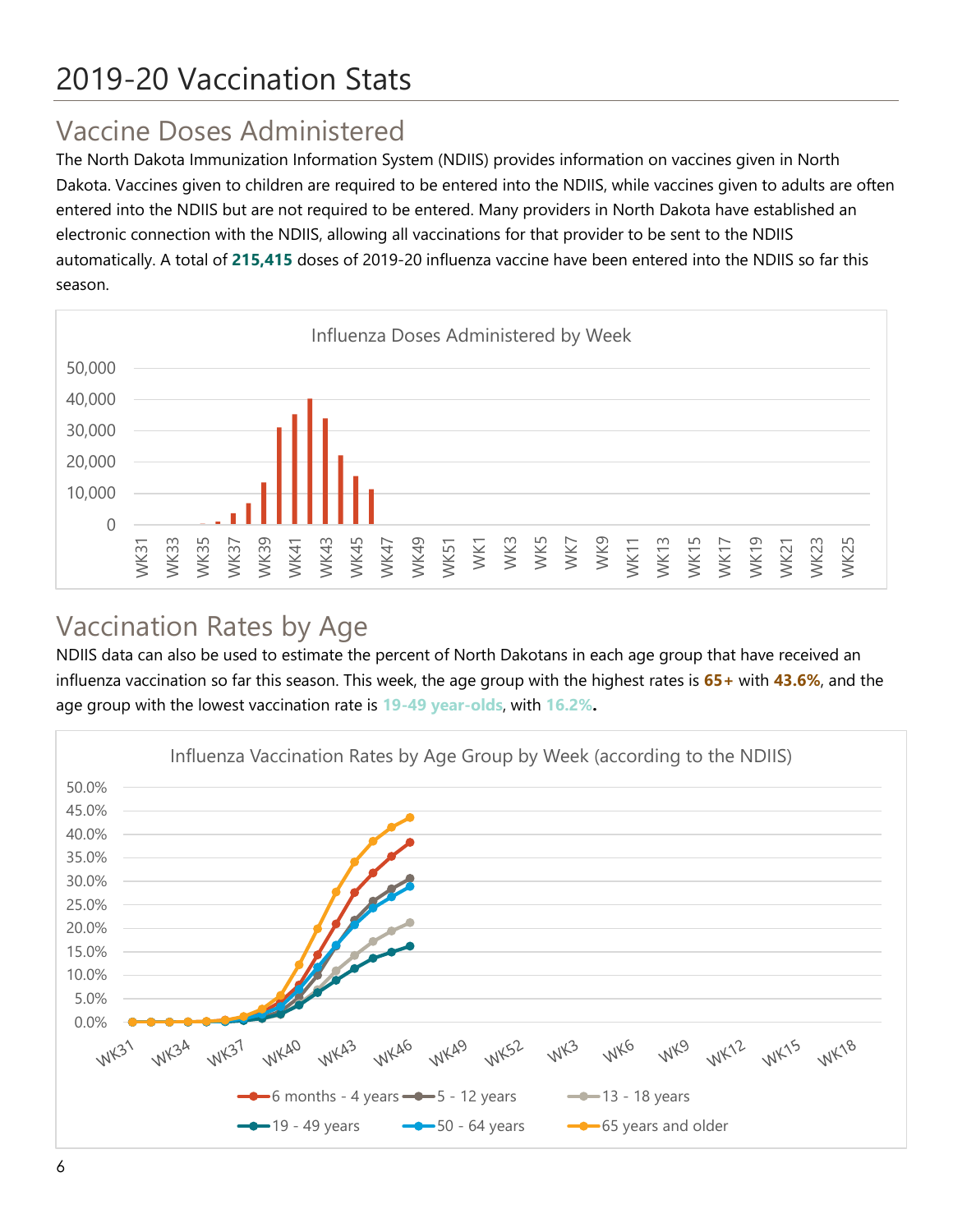# 2019-20 Vaccination Stats

## Vaccine Doses Administered

The North Dakota Immunization Information System (NDIIS) provides information on vaccines given in North Dakota. Vaccines given to children are required to be entered into the NDIIS, while vaccines given to adults are often entered into the NDIIS but are not required to be entered. Many providers in North Dakota have established an electronic connection with the NDIIS, allowing all vaccinations for that provider to be sent to the NDIIS automatically. A total of **215,415** doses of 2019-20 influenza vaccine have been entered into the NDIIS so far this season.

Influenza Doses Administered by Week

50,000
40,000
30,000
20,000
10,000
0

WK31 WK33 WK35 WK37 WK39 WK41 WK43 WK45 WK47 WK49 WK51 WK1 WK3 WK5 WK7 WK9 WK11 WK13 WK15 WK17 WK19 WK21 WK23 WK25

## Vaccination Rates by Age

NDIIS data can also be used to estimate the percent of North Dakotans in each age group that have received an influenza vaccination so far this season. This week, the age group with the highest rates is **65+** with **43.6%**, and the age group with the lowest vaccination rate is **19-49 year-olds**, with **16.2%**.

Influenza Vaccination Rates by Age Group by Week (according to the NDIIS)

50.0%
45.0%
40.0%
35.0%
30.0%
25.0%
20.0%
15.0%
10.0%
5.0%
0.0%

WK31 WK34 WK37 WK40 WK43 WK46 WK49 WK52 WK3 WK6 WK9 WK12 WK15 WK18

6 months - 4 years
5 - 12 years
13 - 18 years
19 - 49 years
50 - 64 years
65 years and older